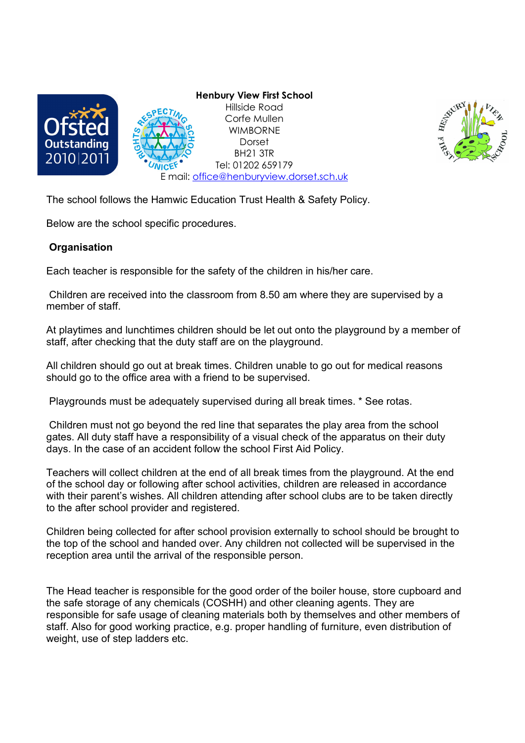**Henbury View First School**
Hillside Road
Corfe Mullen
WIMBORNE
Dorset
BH21 3TR
Tel: 01202 659179
E mail: office@henburyview.dorset.sch.uk

The school follows the Hamwic Education Trust Health & Safety Policy.

Below are the school specific procedures.

**Organisation**

Each teacher is responsible for the safety of the children in his/her care.

Children are received into the classroom from 8.50 am where they are supervised by a member of staff.

At playtimes and lunchtimes children should be let out onto the playground by a member of staff, after checking that the duty staff are on the playground.

All children should go out at break times. Children unable to go out for medical reasons should go to the office area with a friend to be supervised.

Playgrounds must be adequately supervised during all break times. * See rotas.

Children must not go beyond the red line that separates the play area from the school gates. All duty staff have a responsibility of a visual check of the apparatus on their duty days. In the case of an accident follow the school First Aid Policy.

Teachers will collect children at the end of all break times from the playground. At the end of the school day or following after school activities, children are released in accordance with their parent's wishes. All children attending after school clubs are to be taken directly to the after school provider and registered.

Children being collected for after school provision externally to school should be brought to the top of the school and handed over. Any children not collected will be supervised in the reception area until the arrival of the responsible person.

The Head teacher is responsible for the good order of the boiler house, store cupboard and the safe storage of any chemicals (COSHH) and other cleaning agents. They are responsible for safe usage of cleaning materials both by themselves and other members of staff. Also for good working practice, e.g. proper handling of furniture, even distribution of weight, use of step ladders etc.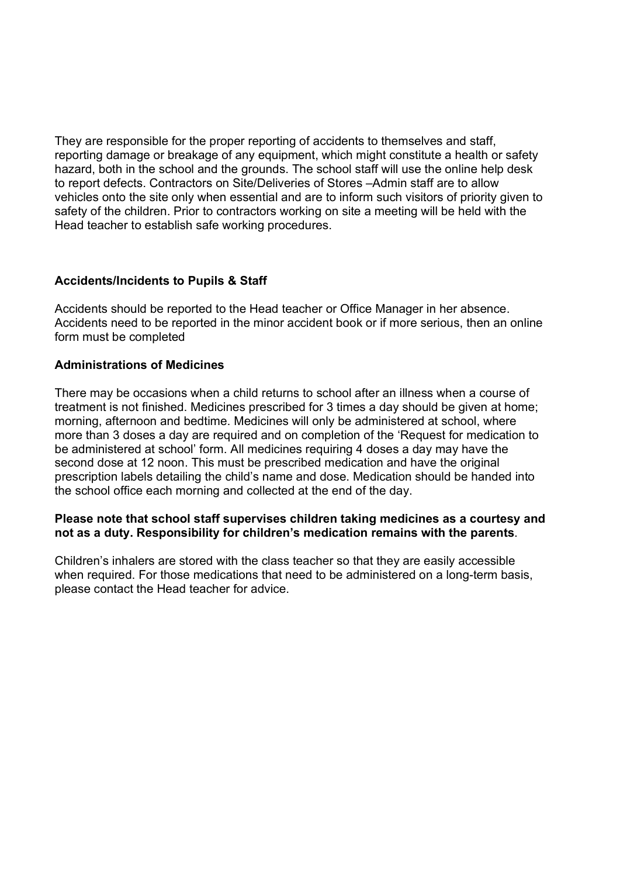They are responsible for the proper reporting of accidents to themselves and staff, reporting damage or breakage of any equipment, which might constitute a health or safety hazard, both in the school and the grounds. The school staff will use the online help desk to report defects. Contractors on Site/Deliveries of Stores –Admin staff are to allow vehicles onto the site only when essential and are to inform such visitors of priority given to safety of the children. Prior to contractors working on site a meeting will be held with the Head teacher to establish safe working procedures.

### Accidents/Incidents to Pupils & Staff

Accidents should be reported to the Head teacher or Office Manager in her absence. Accidents need to be reported in the minor accident book or if more serious, then an online form must be completed

### Administrations of Medicines

There may be occasions when a child returns to school after an illness when a course of treatment is not finished. Medicines prescribed for 3 times a day should be given at home; morning, afternoon and bedtime. Medicines will only be administered at school, where more than 3 doses a day are required and on completion of the 'Request for medication to be administered at school' form. All medicines requiring 4 doses a day may have the second dose at 12 noon. This must be prescribed medication and have the original prescription labels detailing the child's name and dose. Medication should be handed into the school office each morning and collected at the end of the day.

**Please note that school staff supervises children taking medicines as a courtesy and not as a duty. Responsibility for children's medication remains with the parents**.

Children's inhalers are stored with the class teacher so that they are easily accessible when required. For those medications that need to be administered on a long-term basis, please contact the Head teacher for advice.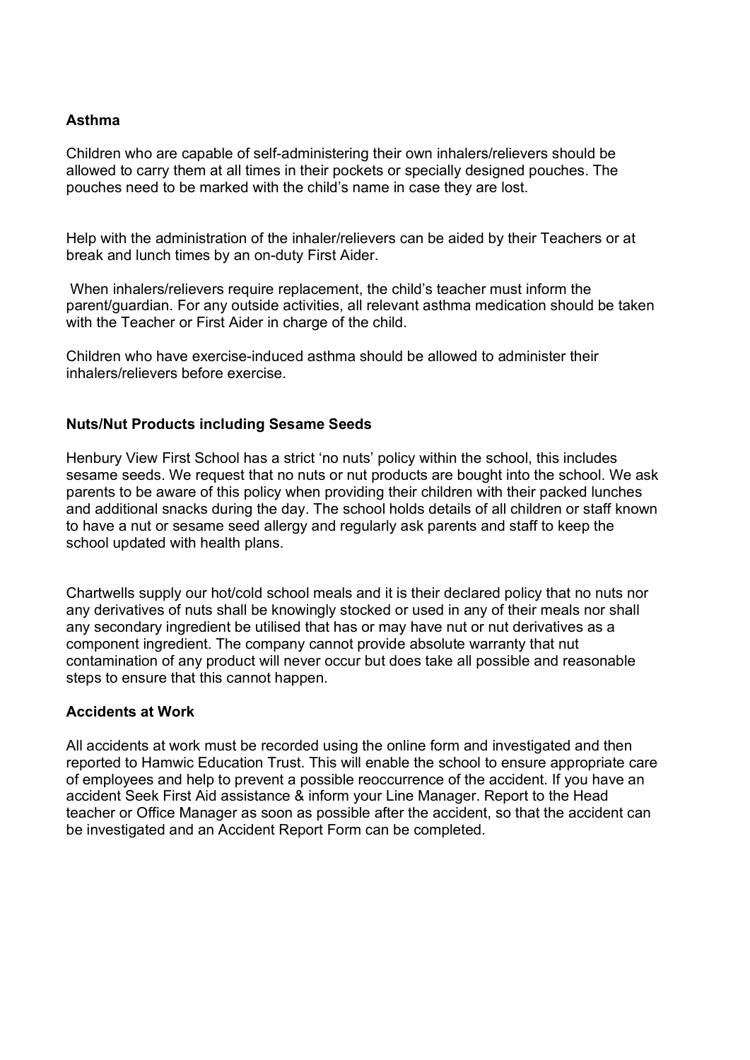**Asthma**

Children who are capable of self-administering their own inhalers/relievers should be allowed to carry them at all times in their pockets or specially designed pouches. The pouches need to be marked with the child's name in case they are lost.

Help with the administration of the inhaler/relievers can be aided by their Teachers or at break and lunch times by an on-duty First Aider.

When inhalers/relievers require replacement, the child's teacher must inform the parent/guardian. For any outside activities, all relevant asthma medication should be taken with the Teacher or First Aider in charge of the child.

Children who have exercise-induced asthma should be allowed to administer their inhalers/relievers before exercise.

**Nuts/Nut Products including Sesame Seeds**

Henbury View First School has a strict 'no nuts' policy within the school, this includes sesame seeds. We request that no nuts or nut products are bought into the school. We ask parents to be aware of this policy when providing their children with their packed lunches and additional snacks during the day. The school holds details of all children or staff known to have a nut or sesame seed allergy and regularly ask parents and staff to keep the school updated with health plans.

Chartwells supply our hot/cold school meals and it is their declared policy that no nuts nor any derivatives of nuts shall be knowingly stocked or used in any of their meals nor shall any secondary ingredient be utilised that has or may have nut or nut derivatives as a component ingredient. The company cannot provide absolute warranty that nut contamination of any product will never occur but does take all possible and reasonable steps to ensure that this cannot happen.

**Accidents at Work**

All accidents at work must be recorded using the online form and investigated and then reported to Hamwic Education Trust. This will enable the school to ensure appropriate care of employees and help to prevent a possible reoccurrence of the accident. If you have an accident Seek First Aid assistance & inform your Line Manager. Report to the Head teacher or Office Manager as soon as possible after the accident, so that the accident can be investigated and an Accident Report Form can be completed.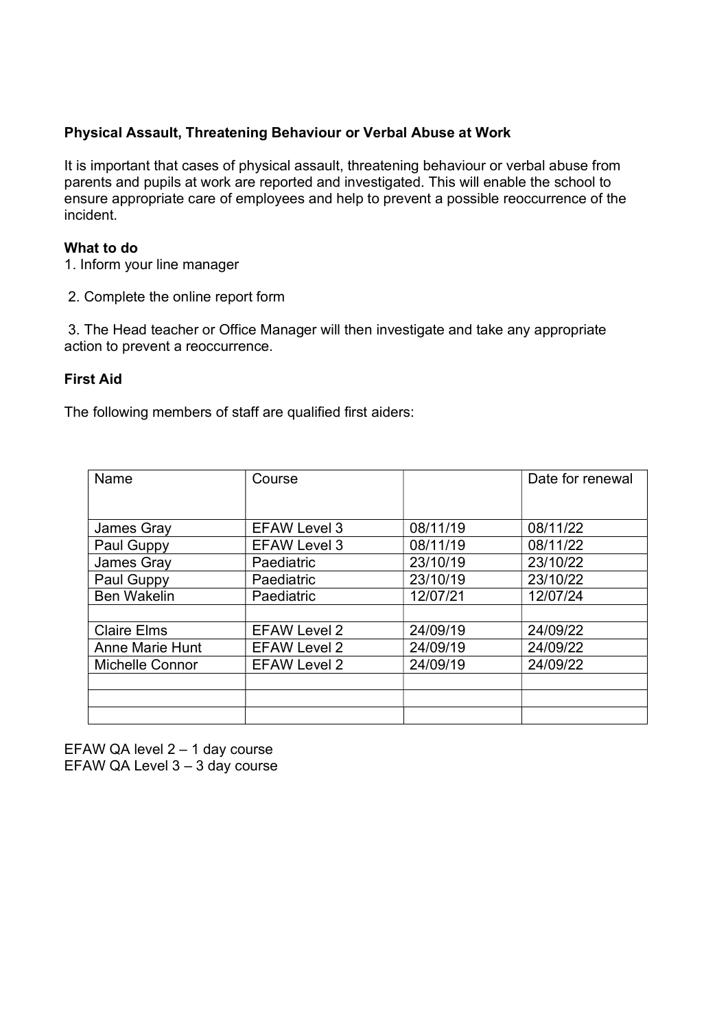**Physical Assault, Threatening Behaviour or Verbal Abuse at Work**

It is important that cases of physical assault, threatening behaviour or verbal abuse from parents and pupils at work are reported and investigated. This will enable the school to ensure appropriate care of employees and help to prevent a possible reoccurrence of the incident.

**What to do**

1. Inform your line manager

2. Complete the online report form

3. The Head teacher or Office Manager will then investigate and take any appropriate action to prevent a reoccurrence.

**First Aid**

The following members of staff are qualified first aiders:

| Name | Course | | Date for renewal |
|---|---|---|---|
| James Gray | EFAW Level 3 | 08/11/19 | 08/11/22 |
| Paul Guppy | EFAW Level 3 | 08/11/19 | 08/11/22 |
| James Gray | Paediatric | 23/10/19 | 23/10/22 |
| Paul Guppy | Paediatric | 23/10/19 | 23/10/22 |
| Ben Wakelin | Paediatric | 12/07/21 | 12/07/24 |
| | | | |
| Claire Elms | EFAW Level 2 | 24/09/19 | 24/09/22 |
| Anne Marie Hunt | EFAW Level 2 | 24/09/19 | 24/09/22 |
| Michelle Connor | EFAW Level 2 | 24/09/19 | 24/09/22 |
| | | | |
| | | | |
| | | | |

EFAW QA level 2 – 1 day course
EFAW QA Level 3 – 3 day course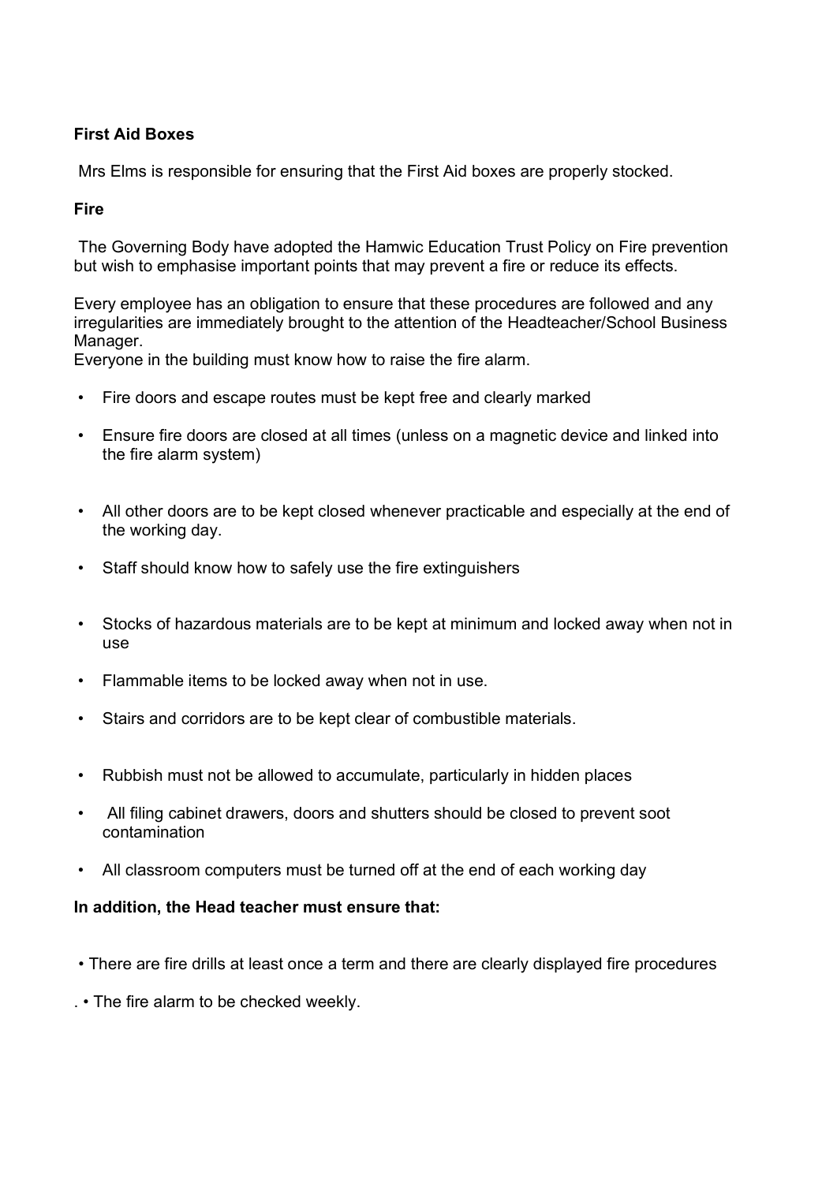**First Aid Boxes**

Mrs Elms is responsible for ensuring that the First Aid boxes are properly stocked.

**Fire**

The Governing Body have adopted the Hamwic Education Trust Policy on Fire prevention but wish to emphasise important points that may prevent a fire or reduce its effects.

Every employee has an obligation to ensure that these procedures are followed and any irregularities are immediately brought to the attention of the Headteacher/School Business Manager.
Everyone in the building must know how to raise the fire alarm.

- Fire doors and escape routes must be kept free and clearly marked
- Ensure fire doors are closed at all times (unless on a magnetic device and linked into the fire alarm system)
- All other doors are to be kept closed whenever practicable and especially at the end of the working day.
- Staff should know how to safely use the fire extinguishers
- Stocks of hazardous materials are to be kept at minimum and locked away when not in use
- Flammable items to be locked away when not in use.
- Stairs and corridors are to be kept clear of combustible materials.
- Rubbish must not be allowed to accumulate, particularly in hidden places
- All filing cabinet drawers, doors and shutters should be closed to prevent soot contamination
- All classroom computers must be turned off at the end of each working day

**In addition, the Head teacher must ensure that:**

- There are fire drills at least once a term and there are clearly displayed fire procedures
- The fire alarm to be checked weekly.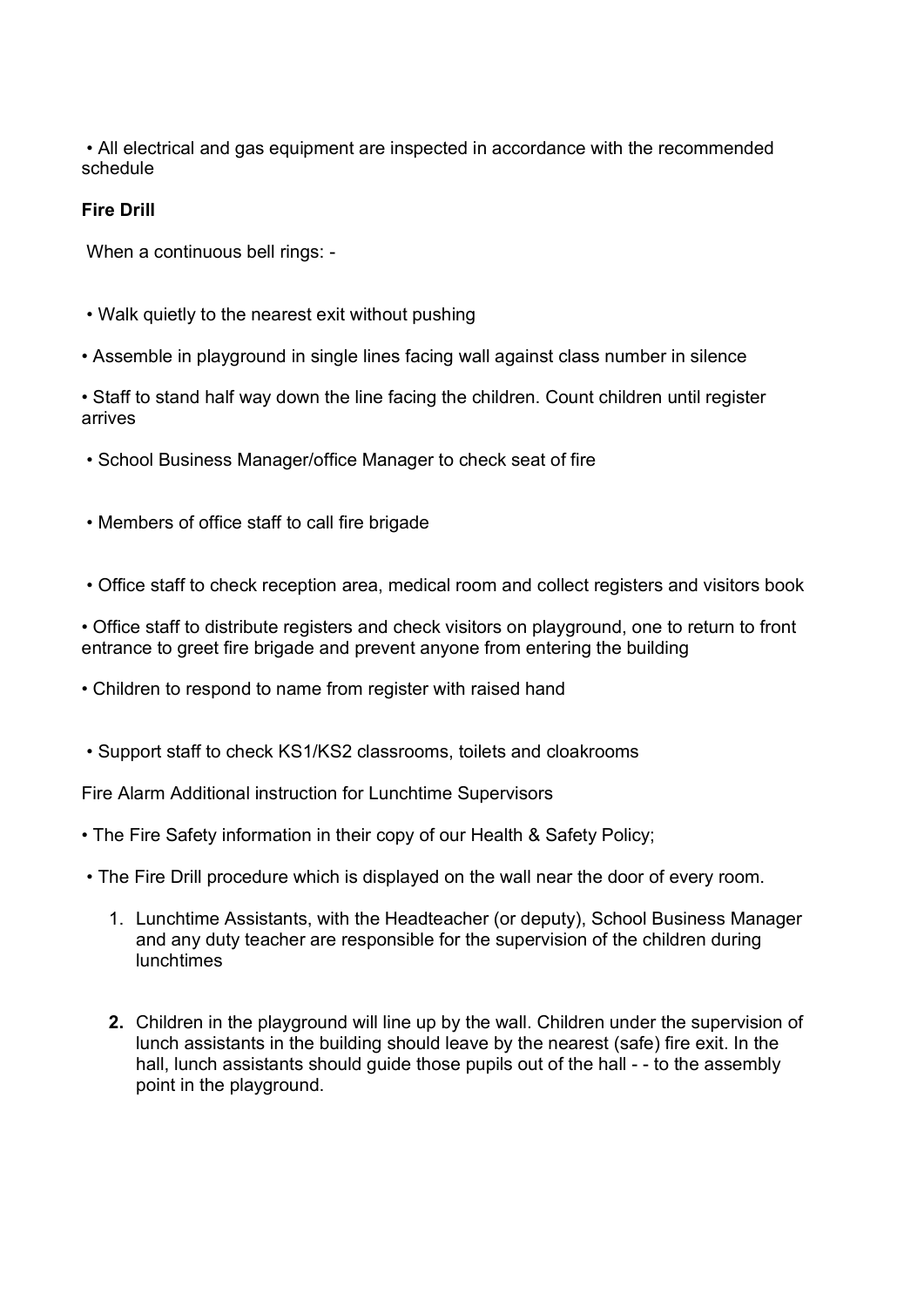- All electrical and gas equipment are inspected in accordance with the recommended schedule

**Fire Drill**

When a continuous bell rings: -

- Walk quietly to the nearest exit without pushing
- Assemble in playground in single lines facing wall against class number in silence
- Staff to stand half way down the line facing the children. Count children until register arrives
- School Business Manager/office Manager to check seat of fire
- Members of office staff to call fire brigade
- Office staff to check reception area, medical room and collect registers and visitors book
- Office staff to distribute registers and check visitors on playground, one to return to front entrance to greet fire brigade and prevent anyone from entering the building
- Children to respond to name from register with raised hand
- Support staff to check KS1/KS2 classrooms, toilets and cloakrooms

Fire Alarm Additional instruction for Lunchtime Supervisors

- The Fire Safety information in their copy of our Health & Safety Policy;
- The Fire Drill procedure which is displayed on the wall near the door of every room.

1. Lunchtime Assistants, with the Headteacher (or deputy), School Business Manager and any duty teacher are responsible for the supervision of the children during lunchtimes

2. Children in the playground will line up by the wall. Children under the supervision of lunch assistants in the building should leave by the nearest (safe) fire exit. In the hall, lunch assistants should guide those pupils out of the hall - - to the assembly point in the playground.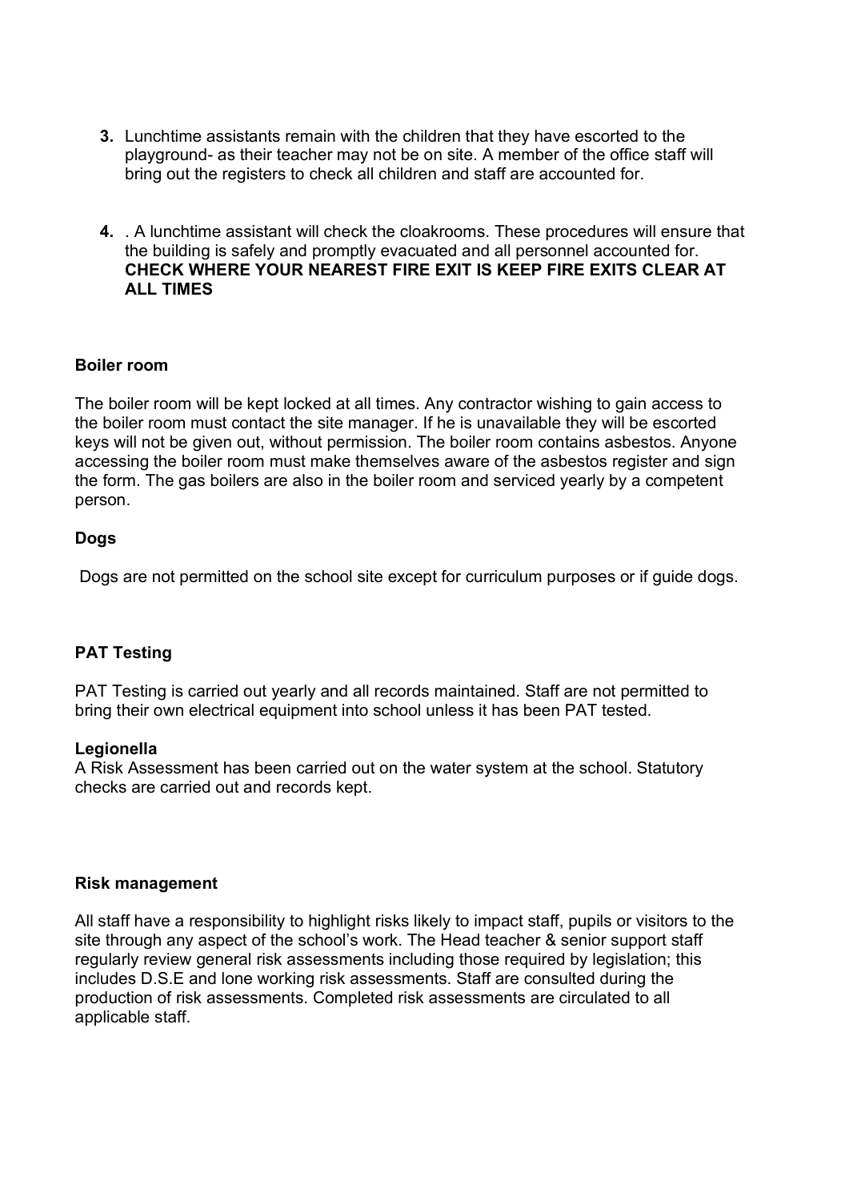3. Lunchtime assistants remain with the children that they have escorted to the playground- as their teacher may not be on site. A member of the office staff will bring out the registers to check all children and staff are accounted for.

4. . A lunchtime assistant will check the cloakrooms. These procedures will ensure that the building is safely and promptly evacuated and all personnel accounted for. **CHECK WHERE YOUR NEAREST FIRE EXIT IS KEEP FIRE EXITS CLEAR AT ALL TIMES**

**Boiler room**

The boiler room will be kept locked at all times. Any contractor wishing to gain access to the boiler room must contact the site manager. If he is unavailable they will be escorted keys will not be given out, without permission. The boiler room contains asbestos. Anyone accessing the boiler room must make themselves aware of the asbestos register and sign the form. The gas boilers are also in the boiler room and serviced yearly by a competent person.

**Dogs**

Dogs are not permitted on the school site except for curriculum purposes or if guide dogs.

**PAT Testing**

PAT Testing is carried out yearly and all records maintained. Staff are not permitted to bring their own electrical equipment into school unless it has been PAT tested.

**Legionella**

A Risk Assessment has been carried out on the water system at the school. Statutory checks are carried out and records kept.

**Risk management**

All staff have a responsibility to highlight risks likely to impact staff, pupils or visitors to the site through any aspect of the school's work. The Head teacher & senior support staff regularly review general risk assessments including those required by legislation; this includes D.S.E and lone working risk assessments. Staff are consulted during the production of risk assessments. Completed risk assessments are circulated to all applicable staff.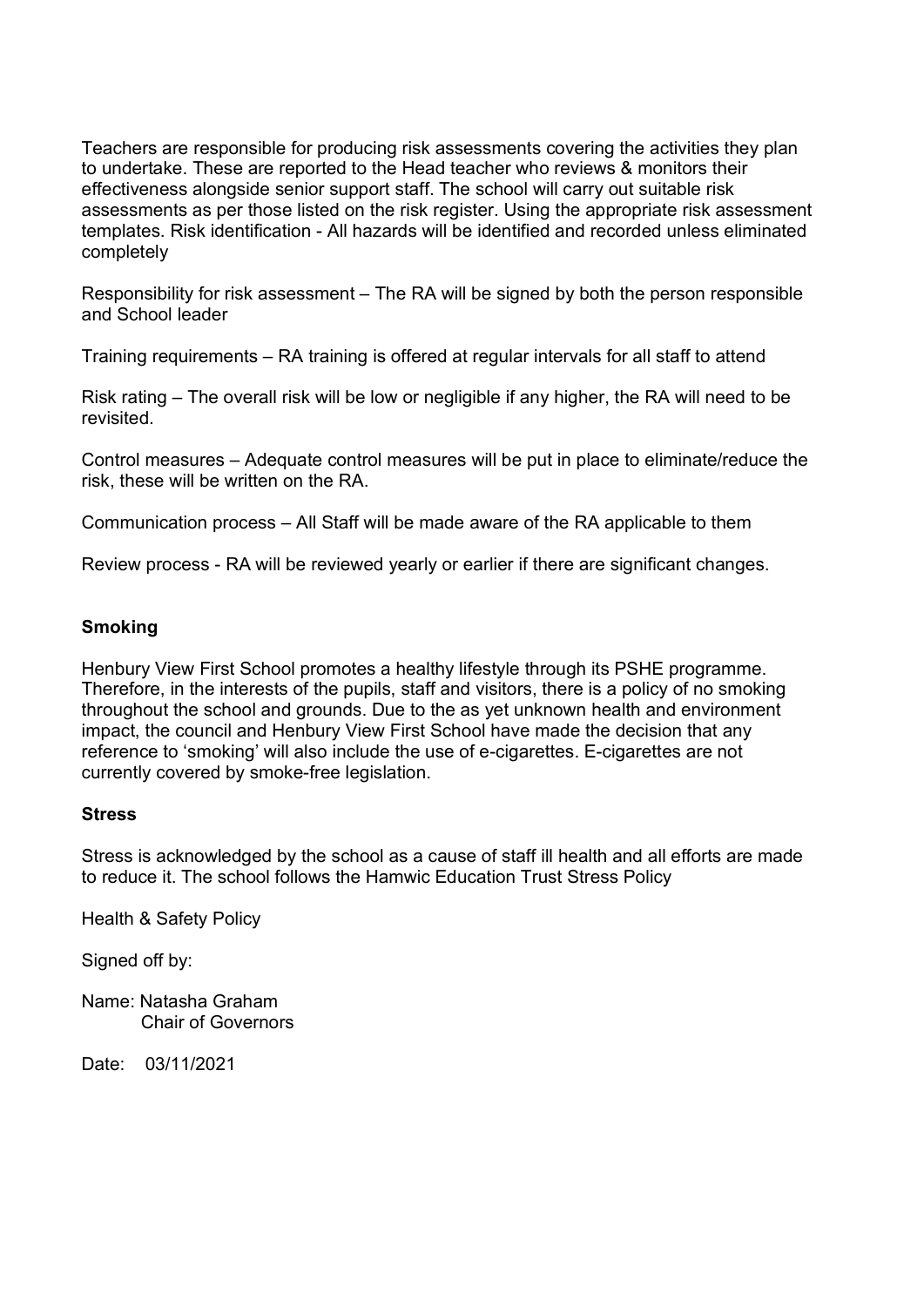Teachers are responsible for producing risk assessments covering the activities they plan to undertake. These are reported to the Head teacher who reviews & monitors their effectiveness alongside senior support staff. The school will carry out suitable risk assessments as per those listed on the risk register. Using the appropriate risk assessment templates. Risk identification - All hazards will be identified and recorded unless eliminated completely

Responsibility for risk assessment – The RA will be signed by both the person responsible and School leader

Training requirements – RA training is offered at regular intervals for all staff to attend

Risk rating – The overall risk will be low or negligible if any higher, the RA will need to be revisited.

Control measures – Adequate control measures will be put in place to eliminate/reduce the risk, these will be written on the RA.

Communication process – All Staff will be made aware of the RA applicable to them

Review process - RA will be reviewed yearly or earlier if there are significant changes.

**Smoking**

Henbury View First School promotes a healthy lifestyle through its PSHE programme. Therefore, in the interests of the pupils, staff and visitors, there is a policy of no smoking throughout the school and grounds. Due to the as yet unknown health and environment impact, the council and Henbury View First School have made the decision that any reference to 'smoking' will also include the use of e-cigarettes. E-cigarettes are not currently covered by smoke-free legislation.

**Stress**

Stress is acknowledged by the school as a cause of staff ill health and all efforts are made to reduce it. The school follows the Hamwic Education Trust Stress Policy

Health & Safety Policy

Signed off by:

Name: Natasha Graham
Chair of Governors

Date: 03/11/2021